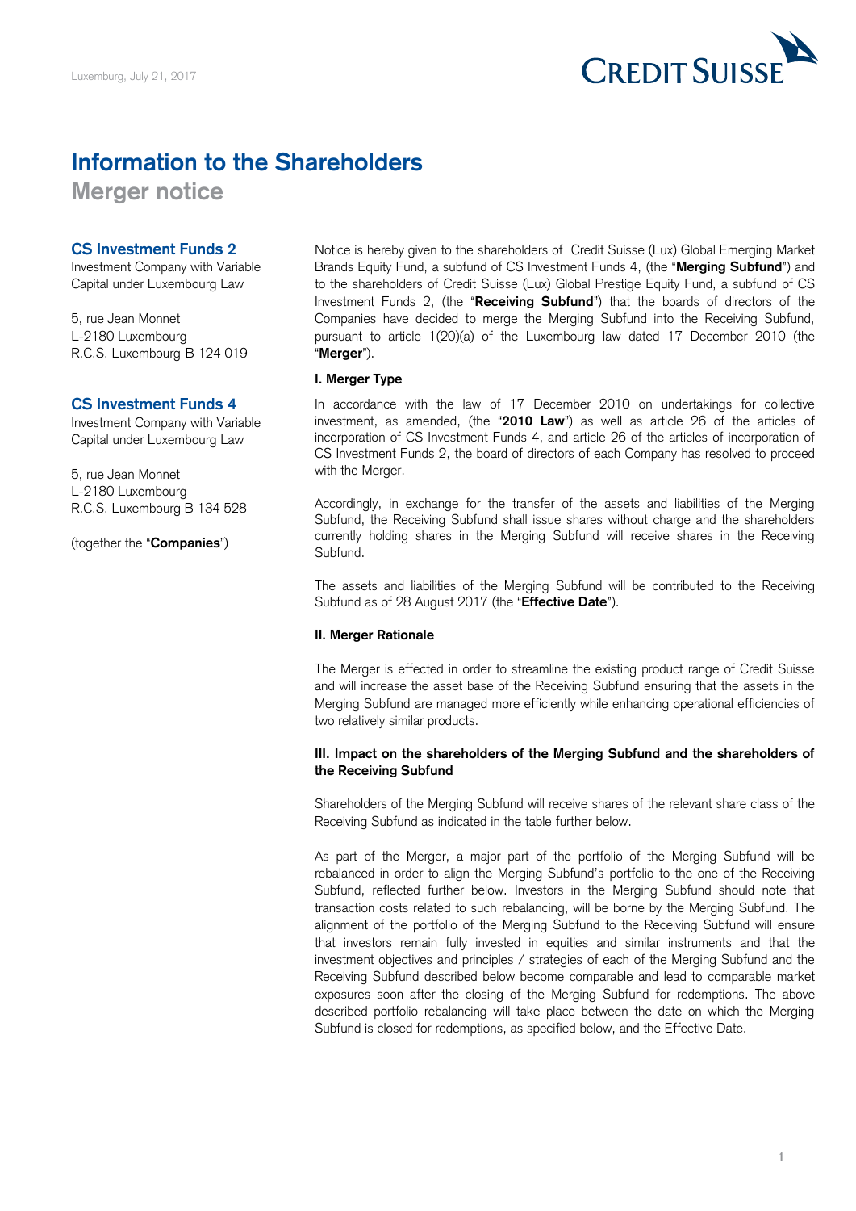Luxemburg, July 21, 2017

# Information to the Shareholders

## Merger notice

### CS Investment Funds 2

Investment Company with Variable Capital under Luxembourg Law

5, rue Jean Monnet
L-2180 Luxembourg
R.C.S. Luxembourg B 124 019

### CS Investment Funds 4

Investment Company with Variable Capital under Luxembourg Law

5, rue Jean Monnet
L-2180 Luxembourg
R.C.S. Luxembourg B 134 528

(together the "**Companies**")

Notice is hereby given to the shareholders of Credit Suisse (Lux) Global Emerging Market Brands Equity Fund, a subfund of CS Investment Funds 4, (the "**Merging Subfund**") and to the shareholders of Credit Suisse (Lux) Global Prestige Equity Fund, a subfund of CS Investment Funds 2, (the "**Receiving Subfund**") that the boards of directors of the Companies have decided to merge the Merging Subfund into the Receiving Subfund, pursuant to article 1(20)(a) of the Luxembourg law dated 17 December 2010 (the "**Merger**").

**I. Merger Type**

In accordance with the law of 17 December 2010 on undertakings for collective investment, as amended, (the "**2010 Law**") as well as article 26 of the articles of incorporation of CS Investment Funds 4, and article 26 of the articles of incorporation of CS Investment Funds 2, the board of directors of each Company has resolved to proceed with the Merger.

Accordingly, in exchange for the transfer of the assets and liabilities of the Merging Subfund, the Receiving Subfund shall issue shares without charge and the shareholders currently holding shares in the Merging Subfund will receive shares in the Receiving Subfund.

The assets and liabilities of the Merging Subfund will be contributed to the Receiving Subfund as of 28 August 2017 (the "**Effective Date**").

**II. Merger Rationale**

The Merger is effected in order to streamline the existing product range of Credit Suisse and will increase the asset base of the Receiving Subfund ensuring that the assets in the Merging Subfund are managed more efficiently while enhancing operational efficiencies of two relatively similar products.

**III. Impact on the shareholders of the Merging Subfund and the shareholders of the Receiving Subfund**

Shareholders of the Merging Subfund will receive shares of the relevant share class of the Receiving Subfund as indicated in the table further below.

As part of the Merger, a major part of the portfolio of the Merging Subfund will be rebalanced in order to align the Merging Subfund's portfolio to the one of the Receiving Subfund, reflected further below. Investors in the Merging Subfund should note that transaction costs related to such rebalancing, will be borne by the Merging Subfund. The alignment of the portfolio of the Merging Subfund to the Receiving Subfund will ensure that investors remain fully invested in equities and similar instruments and that the investment objectives and principles / strategies of each of the Merging Subfund and the Receiving Subfund described below become comparable and lead to comparable market exposures soon after the closing of the Merging Subfund for redemptions. The above described portfolio rebalancing will take place between the date on which the Merging Subfund is closed for redemptions, as specified below, and the Effective Date.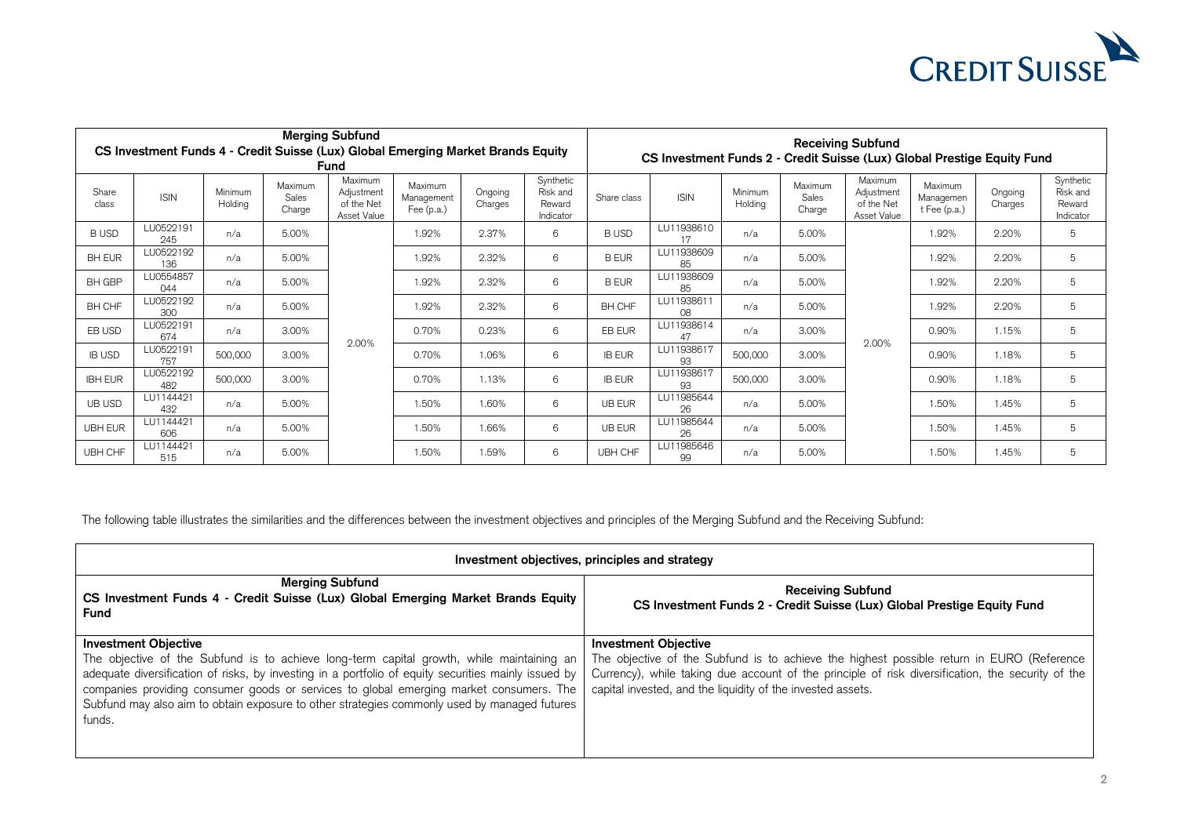| Merging Subfund CS Investment Funds 4 - Credit Suisse (Lux) Global Emerging Market Brands Equity Fund | | | | | | | | Receiving Subfund CS Investment Funds 2 - Credit Suisse (Lux) Global Prestige Equity Fund | | | | | | | |
|---|---|---|---|---|---|---|---|---|---|---|---|---|---|---|---|
| Share class | ISIN | Minimum Holding | Maximum Sales Charge | Maximum Adjustment of the Net Asset Value | Maximum Management Fee (p.a.) | Ongoing Charges | Synthetic Risk and Reward Indicator | Share class | ISIN | Minimum Holding | Maximum Sales Charge | Maximum Adjustment of the Net Asset Value | Maximum Managemen t Fee (p.a.) | Ongoing Charges | Synthetic Risk and Reward Indicator |
| B USD | LU0522191245 | n/a | 5.00% | 2.00% | 1.92% | 2.37% | 6 | B USD | LU1193861017 | n/a | 5.00% | 2.00% | 1.92% | 2.20% | 5 |
| BH EUR | LU0522192136 | n/a | 5.00% | | 1.92% | 2.32% | 6 | B EUR | LU1193860985 | n/a | 5.00% | | 1.92% | 2.20% | 5 |
| BH GBP | LU0554857044 | n/a | 5.00% | | 1.92% | 2.32% | 6 | B EUR | LU1193860985 | n/a | 5.00% | | 1.92% | 2.20% | 5 |
| BH CHF | LU0522192300 | n/a | 5.00% | | 1.92% | 2.32% | 6 | BH CHF | LU1193861108 | n/a | 5.00% | | 1.92% | 2.20% | 5 |
| EB USD | LU0522191674 | n/a | 3.00% | | 0.70% | 0.23% | 6 | EB EUR | LU1193861447 | n/a | 3.00% | | 0.90% | 1.15% | 5 |
| IB USD | LU0522191757 | 500,000 | 3.00% | | 0.70% | 1.06% | 6 | IB EUR | LU1193861793 | 500,000 | 3.00% | | 0.90% | 1.18% | 5 |
| IBH EUR | LU0522192482 | 500,000 | 3.00% | | 0.70% | 1.13% | 6 | IB EUR | LU1193861793 | 500,000 | 3.00% | | 0.90% | 1.18% | 5 |
| UB USD | LU1144421432 | n/a | 5.00% | | 1.50% | 1.60% | 6 | UB EUR | LU1198564426 | n/a | 5.00% | | 1.50% | 1.45% | 5 |
| UBH EUR | LU1144421606 | n/a | 5.00% | | 1.50% | 1.66% | 6 | UB EUR | LU1198564426 | n/a | 5.00% | | 1.50% | 1.45% | 5 |
| UBH CHF | LU1144421515 | n/a | 5.00% | | 1.50% | 1.59% | 6 | UBH CHF | LU1198564699 | n/a | 5.00% | | 1.50% | 1.45% | 5 |

The following table illustrates the similarities and the differences between the investment objectives and principles of the Merging Subfund and the Receiving Subfund:

| Investment objectives, principles and strategy | |
|---|---|
| **Merging Subfund** **CS Investment Funds 4 - Credit Suisse (Lux) Global Emerging Market Brands Equity Fund** | **Receiving Subfund** **CS Investment Funds 2 - Credit Suisse (Lux) Global Prestige Equity Fund** |
| **Investment Objective** The objective of the Subfund is to achieve long-term capital growth, while maintaining an adequate diversification of risks, by investing in a portfolio of equity securities mainly issued by companies providing consumer goods or services to global emerging market consumers. The Subfund may also aim to obtain exposure to other strategies commonly used by managed futures funds. | **Investment Objective** The objective of the Subfund is to achieve the highest possible return in EURO (Reference Currency), while taking due account of the principle of risk diversification, the security of the capital invested, and the liquidity of the invested assets. |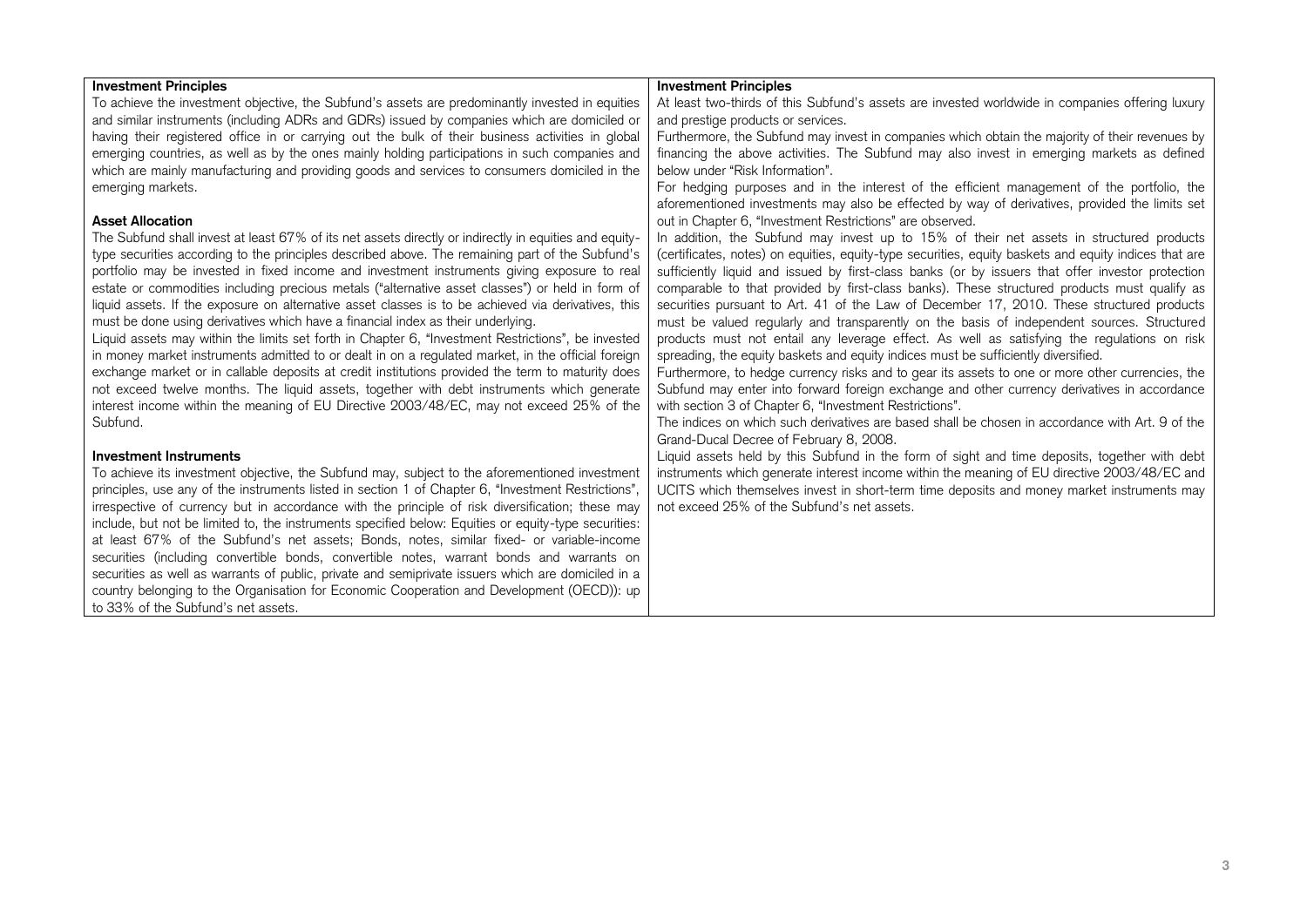**Investment Principles**

To achieve the investment objective, the Subfund's assets are predominantly invested in equities and similar instruments (including ADRs and GDRs) issued by companies which are domiciled or having their registered office in or carrying out the bulk of their business activities in global emerging countries, as well as by the ones mainly holding participations in such companies and which are mainly manufacturing and providing goods and services to consumers domiciled in the emerging markets.

**Asset Allocation**

The Subfund shall invest at least 67% of its net assets directly or indirectly in equities and equity-type securities according to the principles described above. The remaining part of the Subfund's portfolio may be invested in fixed income and investment instruments giving exposure to real estate or commodities including precious metals ("alternative asset classes") or held in form of liquid assets. If the exposure on alternative asset classes is to be achieved via derivatives, this must be done using derivatives which have a financial index as their underlying.

Liquid assets may within the limits set forth in Chapter 6, "Investment Restrictions", be invested in money market instruments admitted to or dealt in on a regulated market, in the official foreign exchange market or in callable deposits at credit institutions provided the term to maturity does not exceed twelve months. The liquid assets, together with debt instruments which generate interest income within the meaning of EU Directive 2003/48/EC, may not exceed 25% of the Subfund.

**Investment Instruments**

To achieve its investment objective, the Subfund may, subject to the aforementioned investment principles, use any of the instruments listed in section 1 of Chapter 6, "Investment Restrictions", irrespective of currency but in accordance with the principle of risk diversification; these may include, but not be limited to, the instruments specified below: Equities or equity-type securities: at least 67% of the Subfund's net assets; Bonds, notes, similar fixed- or variable-income securities (including convertible bonds, convertible notes, warrant bonds and warrants on securities as well as warrants of public, private and semiprivate issuers which are domiciled in a country belonging to the Organisation for Economic Cooperation and Development (OECD)): up to 33% of the Subfund's net assets.

**Investment Principles**

At least two-thirds of this Subfund's assets are invested worldwide in companies offering luxury and prestige products or services.

Furthermore, the Subfund may invest in companies which obtain the majority of their revenues by financing the above activities. The Subfund may also invest in emerging markets as defined below under "Risk Information".

For hedging purposes and in the interest of the efficient management of the portfolio, the aforementioned investments may also be effected by way of derivatives, provided the limits set out in Chapter 6, "Investment Restrictions" are observed.

In addition, the Subfund may invest up to 15% of their net assets in structured products (certificates, notes) on equities, equity-type securities, equity baskets and equity indices that are sufficiently liquid and issued by first-class banks (or by issuers that offer investor protection comparable to that provided by first-class banks). These structured products must qualify as securities pursuant to Art. 41 of the Law of December 17, 2010. These structured products must be valued regularly and transparently on the basis of independent sources. Structured products must not entail any leverage effect. As well as satisfying the regulations on risk spreading, the equity baskets and equity indices must be sufficiently diversified.

Furthermore, to hedge currency risks and to gear its assets to one or more other currencies, the Subfund may enter into forward foreign exchange and other currency derivatives in accordance with section 3 of Chapter 6, "Investment Restrictions".

The indices on which such derivatives are based shall be chosen in accordance with Art. 9 of the Grand-Ducal Decree of February 8, 2008.

Liquid assets held by this Subfund in the form of sight and time deposits, together with debt instruments which generate interest income within the meaning of EU directive 2003/48/EC and UCITS which themselves invest in short-term time deposits and money market instruments may not exceed 25% of the Subfund's net assets.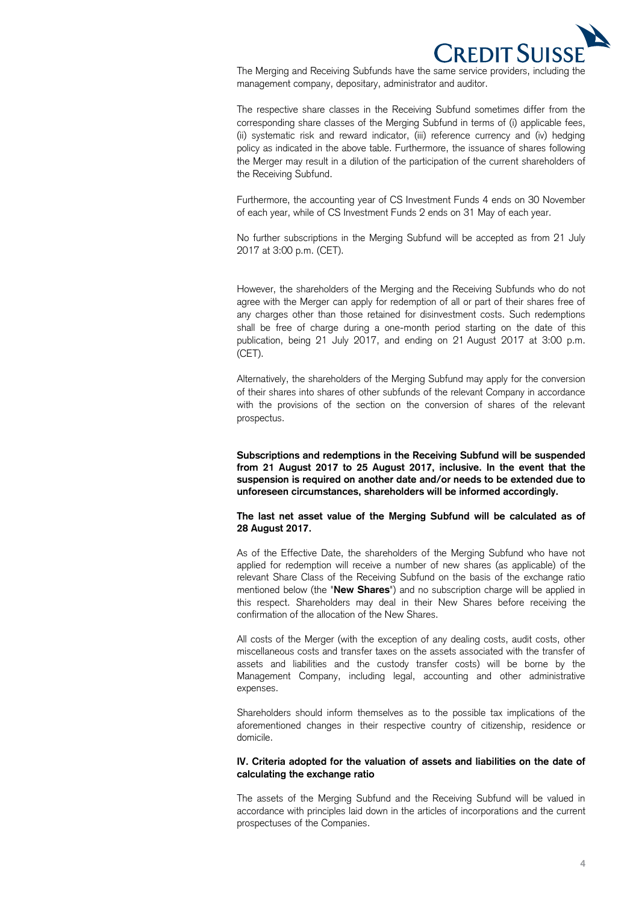The Merging and Receiving Subfunds have the same service providers, including the management company, depositary, administrator and auditor.

The respective share classes in the Receiving Subfund sometimes differ from the corresponding share classes of the Merging Subfund in terms of (i) applicable fees, (ii) systematic risk and reward indicator, (iii) reference currency and (iv) hedging policy as indicated in the above table. Furthermore, the issuance of shares following the Merger may result in a dilution of the participation of the current shareholders of the Receiving Subfund.

Furthermore, the accounting year of CS Investment Funds 4 ends on 30 November of each year, while of CS Investment Funds 2 ends on 31 May of each year.

No further subscriptions in the Merging Subfund will be accepted as from 21 July 2017 at 3:00 p.m. (CET).

However, the shareholders of the Merging and the Receiving Subfunds who do not agree with the Merger can apply for redemption of all or part of their shares free of any charges other than those retained for disinvestment costs. Such redemptions shall be free of charge during a one-month period starting on the date of this publication, being 21 July 2017, and ending on 21 August 2017 at 3:00 p.m. (CET).

Alternatively, the shareholders of the Merging Subfund may apply for the conversion of their shares into shares of other subfunds of the relevant Company in accordance with the provisions of the section on the conversion of shares of the relevant prospectus.

**Subscriptions and redemptions in the Receiving Subfund will be suspended from 21 August 2017 to 25 August 2017, inclusive. In the event that the suspension is required on another date and/or needs to be extended due to unforeseen circumstances, shareholders will be informed accordingly.**

**The last net asset value of the Merging Subfund will be calculated as of 28 August 2017.**

As of the Effective Date, the shareholders of the Merging Subfund who have not applied for redemption will receive a number of new shares (as applicable) of the relevant Share Class of the Receiving Subfund on the basis of the exchange ratio mentioned below (the "**New Shares**") and no subscription charge will be applied in this respect. Shareholders may deal in their New Shares before receiving the confirmation of the allocation of the New Shares.

All costs of the Merger (with the exception of any dealing costs, audit costs, other miscellaneous costs and transfer taxes on the assets associated with the transfer of assets and liabilities and the custody transfer costs) will be borne by the Management Company, including legal, accounting and other administrative expenses.

Shareholders should inform themselves as to the possible tax implications of the aforementioned changes in their respective country of citizenship, residence or domicile.

**IV. Criteria adopted for the valuation of assets and liabilities on the date of calculating the exchange ratio**

The assets of the Merging Subfund and the Receiving Subfund will be valued in accordance with principles laid down in the articles of incorporations and the current prospectuses of the Companies.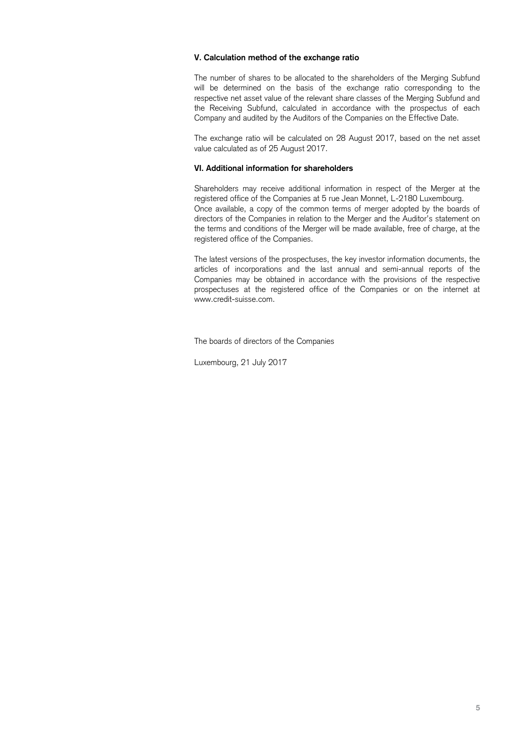### V. Calculation method of the exchange ratio

The number of shares to be allocated to the shareholders of the Merging Subfund will be determined on the basis of the exchange ratio corresponding to the respective net asset value of the relevant share classes of the Merging Subfund and the Receiving Subfund, calculated in accordance with the prospectus of each Company and audited by the Auditors of the Companies on the Effective Date.

The exchange ratio will be calculated on 28 August 2017, based on the net asset value calculated as of 25 August 2017.

### VI. Additional information for shareholders

Shareholders may receive additional information in respect of the Merger at the registered office of the Companies at 5 rue Jean Monnet, L-2180 Luxembourg.
Once available, a copy of the common terms of merger adopted by the boards of directors of the Companies in relation to the Merger and the Auditor's statement on the terms and conditions of the Merger will be made available, free of charge, at the registered office of the Companies.

The latest versions of the prospectuses, the key investor information documents, the articles of incorporations and the last annual and semi-annual reports of the Companies may be obtained in accordance with the provisions of the respective prospectuses at the registered office of the Companies or on the internet at www.credit-suisse.com.

The boards of directors of the Companies

Luxembourg, 21 July 2017